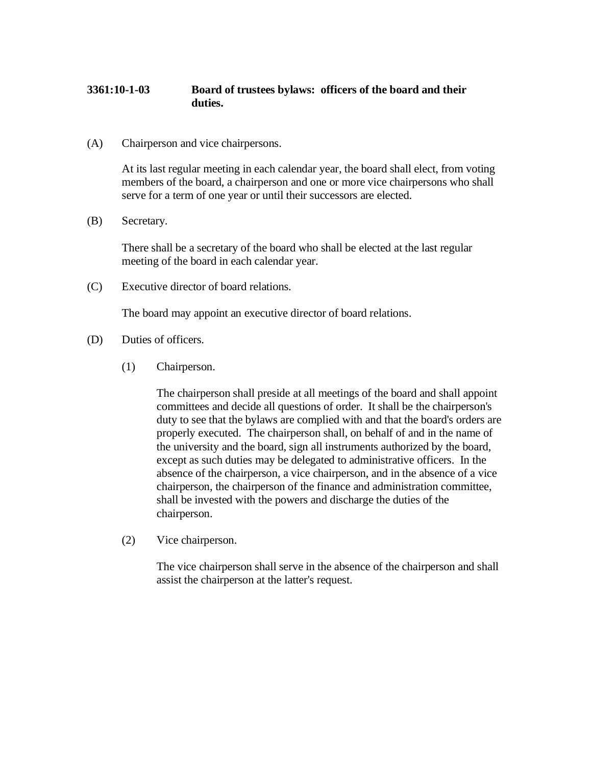# 3361:10-1-03 Board of trustees bylaws: officers of the board and their duties.

(A) Chairperson and vice chairpersons.

At its last regular meeting in each calendar year, the board shall elect, from voting members of the board, a chairperson and one or more vice chairpersons who shall serve for a term of one year or until their successors are elected.

(B) Secretary.

There shall be a secretary of the board who shall be elected at the last regular meeting of the board in each calendar year.

(C) Executive director of board relations.

The board may appoint an executive director of board relations.

(D) Duties of officers.

(1) Chairperson.

The chairperson shall preside at all meetings of the board and shall appoint committees and decide all questions of order. It shall be the chairperson's duty to see that the bylaws are complied with and that the board's orders are properly executed. The chairperson shall, on behalf of and in the name of the university and the board, sign all instruments authorized by the board, except as such duties may be delegated to administrative officers. In the absence of the chairperson, a vice chairperson, and in the absence of a vice chairperson, the chairperson of the finance and administration committee, shall be invested with the powers and discharge the duties of the chairperson.

(2) Vice chairperson.

The vice chairperson shall serve in the absence of the chairperson and shall assist the chairperson at the latter's request.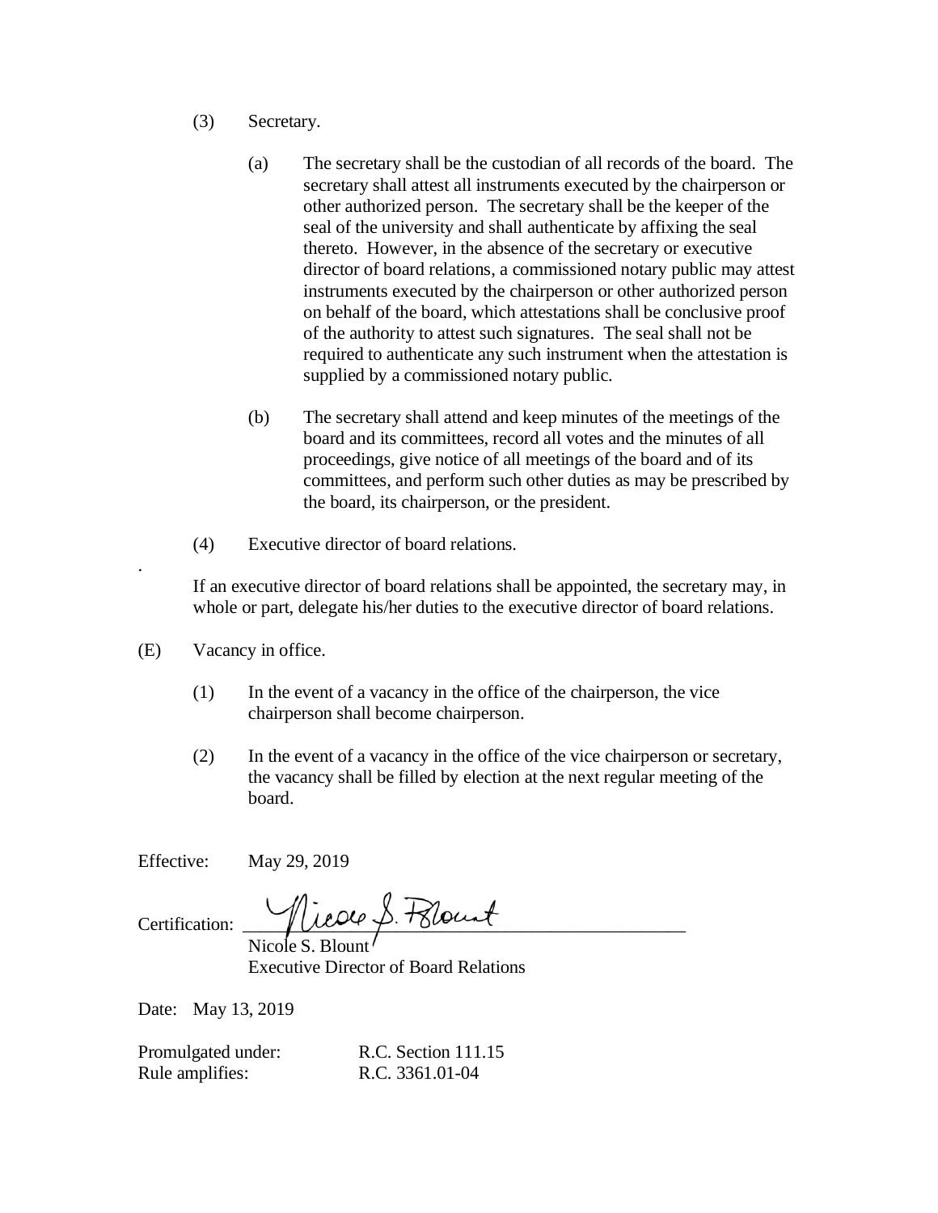(3) Secretary.

(a) The secretary shall be the custodian of all records of the board. The secretary shall attest all instruments executed by the chairperson or other authorized person. The secretary shall be the keeper of the seal of the university and shall authenticate by affixing the seal thereto. However, in the absence of the secretary or executive director of board relations, a commissioned notary public may attest instruments executed by the chairperson or other authorized person on behalf of the board, which attestations shall be conclusive proof of the authority to attest such signatures. The seal shall not be required to authenticate any such instrument when the attestation is supplied by a commissioned notary public.

(b) The secretary shall attend and keep minutes of the meetings of the board and its committees, record all votes and the minutes of all proceedings, give notice of all meetings of the board and of its committees, and perform such other duties as may be prescribed by the board, its chairperson, or the president.

(4) Executive director of board relations.

If an executive director of board relations shall be appointed, the secretary may, in whole or part, delegate his/her duties to the executive director of board relations.

(E) Vacancy in office.

(1) In the event of a vacancy in the office of the chairperson, the vice chairperson shall become chairperson.

(2) In the event of a vacancy in the office of the vice chairperson or secretary, the vacancy shall be filled by election at the next regular meeting of the board.

Effective: May 29, 2019

Certification: Nicole S. Blount
Nicole S. Blount
Executive Director of Board Relations

Date: May 13, 2019

Promulgated under: R.C. Section 111.15
Rule amplifies: R.C. 3361.01-04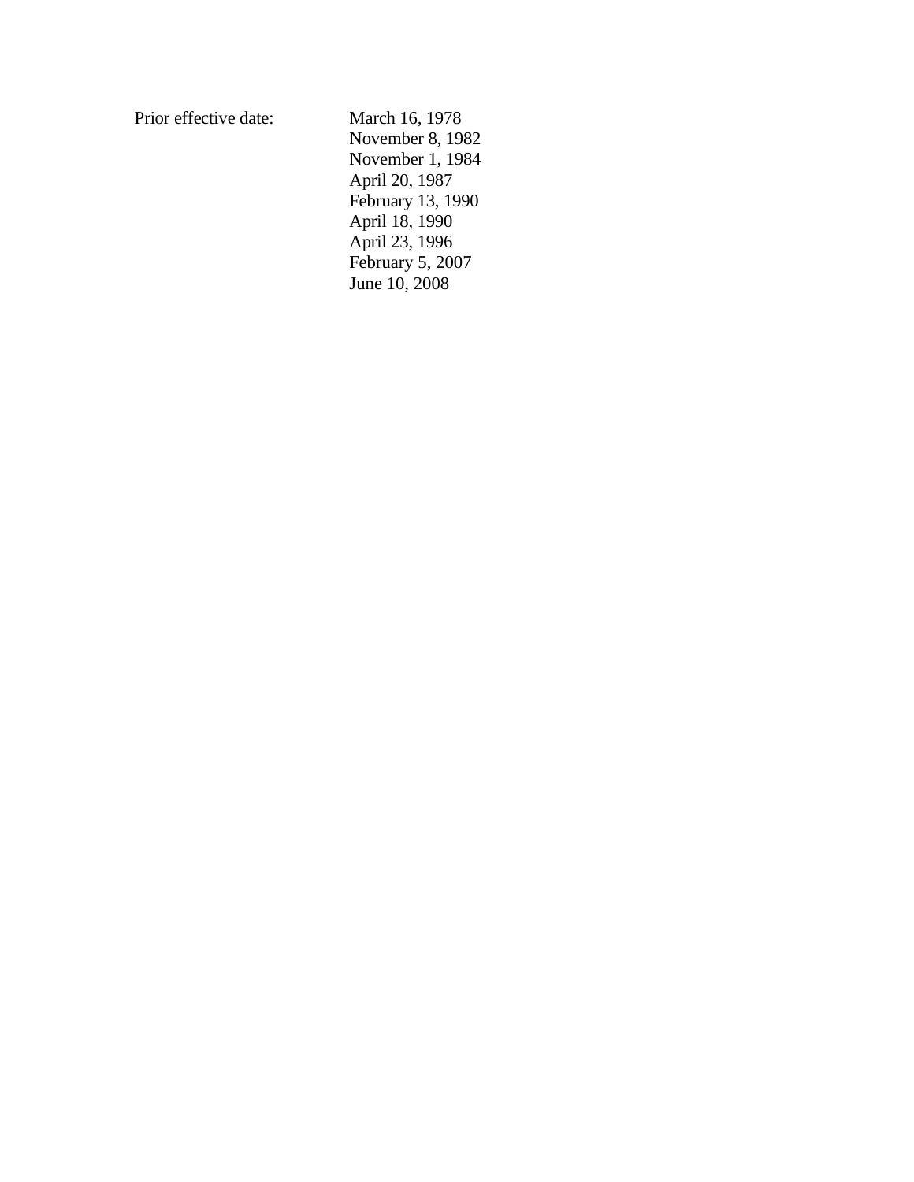Prior effective date: March 16, 1978
November 8, 1982
November 1, 1984
April 20, 1987
February 13, 1990
April 18, 1990
April 23, 1996
February 5, 2007
June 10, 2008